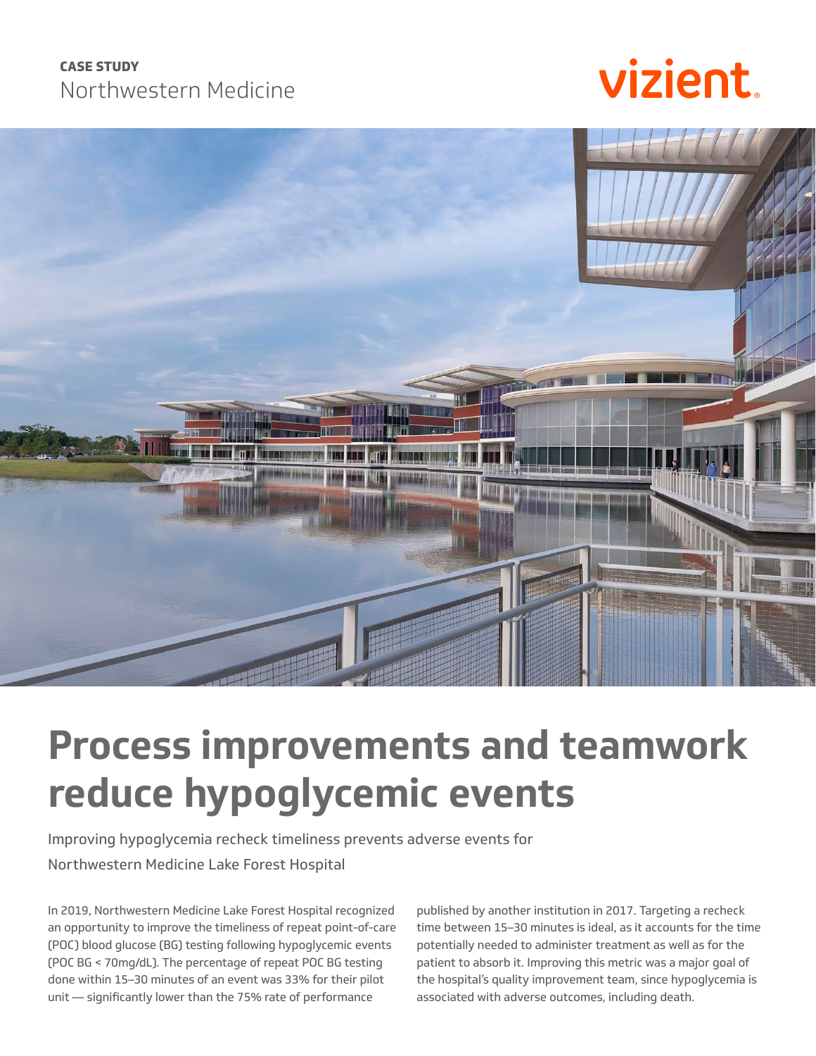**CASE STUDY**

Northwestern Medicine

vizient.

# Process improvements and teamwork reduce hypoglycemic events

Improving hypoglycemia recheck timeliness prevents adverse events for Northwestern Medicine Lake Forest Hospital

In 2019, Northwestern Medicine Lake Forest Hospital recognized an opportunity to improve the timeliness of repeat point-of-care (POC) blood glucose (BG) testing following hypoglycemic events (POC BG < 70mg/dL). The percentage of repeat POC BG testing done within 15–30 minutes of an event was 33% for their pilot unit — significantly lower than the 75% rate of performance published by another institution in 2017. Targeting a recheck time between 15–30 minutes is ideal, as it accounts for the time potentially needed to administer treatment as well as for the patient to absorb it. Improving this metric was a major goal of the hospital's quality improvement team, since hypoglycemia is associated with adverse outcomes, including death.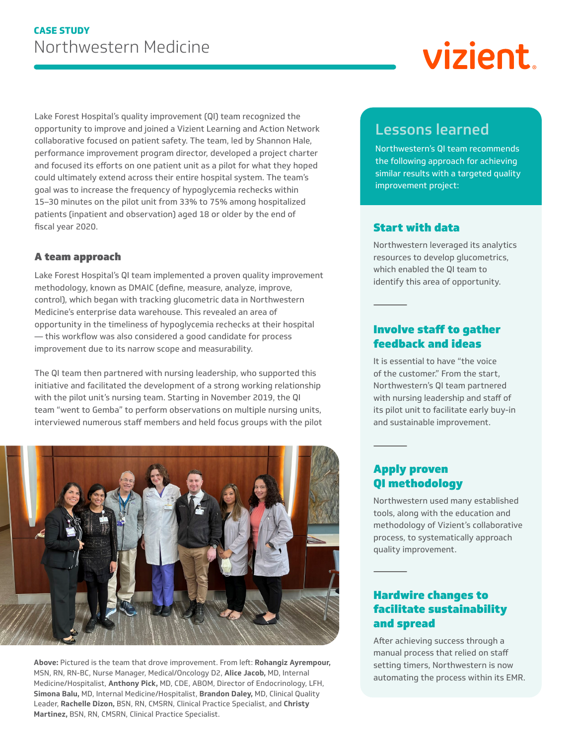**CASE STUDY**

# Northwestern Medicine

Lake Forest Hospital's quality improvement (QI) team recognized the opportunity to improve and joined a Vizient Learning and Action Network collaborative focused on patient safety. The team, led by Shannon Hale, performance improvement program director, developed a project charter and focused its efforts on one patient unit as a pilot for what they hoped could ultimately extend across their entire hospital system. The team's goal was to increase the frequency of hypoglycemia rechecks within 15–30 minutes on the pilot unit from 33% to 75% among hospitalized patients (inpatient and observation) aged 18 or older by the end of fiscal year 2020.

## A team approach

Lake Forest Hospital's QI team implemented a proven quality improvement methodology, known as DMAIC (define, measure, analyze, improve, control), which began with tracking glucometric data in Northwestern Medicine's enterprise data warehouse. This revealed an area of opportunity in the timeliness of hypoglycemia rechecks at their hospital — this workflow was also considered a good candidate for process improvement due to its narrow scope and measurability.

The QI team then partnered with nursing leadership, who supported this initiative and facilitated the development of a strong working relationship with the pilot unit's nursing team. Starting in November 2019, the QI team "went to Gemba" to perform observations on multiple nursing units, interviewed numerous staff members and held focus groups with the pilot

**Above:** Pictured is the team that drove improvement. From left: **Rohangiz Ayrempour,** MSN, RN, RN-BC, Nurse Manager, Medical/Oncology D2, **Alice Jacob,** MD, Internal Medicine/Hospitalist, **Anthony Pick,** MD, CDE, ABOM, Director of Endocrinology, LFH, **Simona Balu,** MD, Internal Medicine/Hospitalist, **Brandon Daley,** MD, Clinical Quality Leader, **Rachelle Dizon,** BSN, RN, CMSRN, Clinical Practice Specialist, and **Christy Martinez,** BSN, RN, CMSRN, Clinical Practice Specialist.

## Lessons learned

Northwestern's QI team recommends the following approach for achieving similar results with a targeted quality improvement project:

### Start with data

Northwestern leveraged its analytics resources to develop glucometrics, which enabled the QI team to identify this area of opportunity.

### Involve staff to gather feedback and ideas

It is essential to have "the voice of the customer." From the start, Northwestern's QI team partnered with nursing leadership and staff of its pilot unit to facilitate early buy-in and sustainable improvement.

### Apply proven QI methodology

Northwestern used many established tools, along with the education and methodology of Vizient's collaborative process, to systematically approach quality improvement.

### Hardwire changes to facilitate sustainability and spread

After achieving success through a manual process that relied on staff setting timers, Northwestern is now automating the process within its EMR.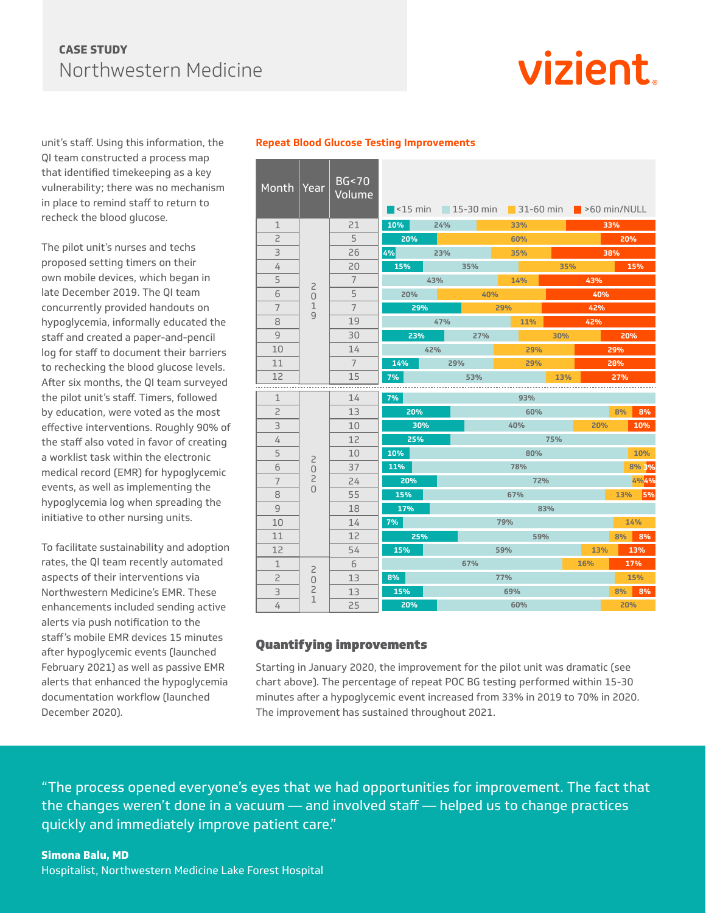unit's staff. Using this information, the QI team constructed a process map that identified timekeeping as a key vulnerability; there was no mechanism in place to remind staff to return to recheck the blood glucose.

The pilot unit's nurses and techs proposed setting timers on their own mobile devices, which began in late December 2019. The QI team concurrently provided handouts on hypoglycemia, informally educated the staff and created a paper-and-pencil log for staff to document their barriers to rechecking the blood glucose levels. After six months, the QI team surveyed the pilot unit's staff. Timers, followed by education, were voted as the most effective interventions. Roughly 90% of the staff also voted in favor of creating a worklist task within the electronic medical record (EMR) for hypoglycemic events, as well as implementing the hypoglycemia log when spreading the initiative to other nursing units.

To facilitate sustainability and adoption rates, the QI team recently automated aspects of their interventions via Northwestern Medicine's EMR. These enhancements included sending active alerts via push notification to the staff's mobile EMR devices 15 minutes after hypoglycemic events (launched February 2021) as well as passive EMR alerts that enhanced the hypoglycemia documentation workflow (launched December 2020).

**Repeat Blood Glucose Testing Improvements**

| Month | Year | BG<70 Volume | <15 min | 15-30 min | 31-60 min | >60 min/NULL |
|---|---|---|---|---|---|---|
| 1 | 2019 | 21 | 10% | 24% | 33% | 33% |
| 2 | 2019 | 5 | 20% | | 60% | 20% |
| 3 | 2019 | 26 | 4% | 23% | 35% | 38% |
| 4 | 2019 | 20 | 15% | 35% | 35% | 15% |
| 5 | 2019 | 7 | | 43% | 14% | 43% |
| 6 | 2019 | 5 | | 20% | 40% | 40% |
| 7 | 2019 | 7 | 29% | | 29% | 42% |
| 8 | 2019 | 19 | | 47% | 11% | 42% |
| 9 | 2019 | 30 | 23% | 27% | 30% | 20% |
| 10 | 2019 | 14 | | 42% | 29% | 29% |
| 11 | 2019 | 7 | 14% | 29% | 29% | 28% |
| 12 | 2019 | 15 | 7% | 53% | 13% | 27% |
| 1 | 2020 | 14 | 7% | 93% | | |
| 2 | 2020 | 13 | 20% | 60% | 8% | 8% |
| 3 | 2020 | 10 | 30% | 40% | 20% | 10% |
| 4 | 2020 | 12 | 25% | 75% | | |
| 5 | 2020 | 10 | 10% | 80% | 10% | |
| 6 | 2020 | 37 | 11% | 78% | 8% | 3% |
| 7 | 2020 | 24 | 20% | 72% | 4% | 4% |
| 8 | 2020 | 55 | 15% | 67% | 13% | 5% |
| 9 | 2020 | 18 | 17% | 83% | | |
| 10 | 2020 | 14 | 7% | 79% | 14% | |
| 11 | 2020 | 12 | 25% | 59% | 8% | 8% |
| 12 | 2020 | 54 | 15% | 59% | 13% | 13% |
| 1 | 2021 | 6 | | 67% | 16% | 17% |
| 2 | 2021 | 13 | 8% | 77% | 15% | |
| 3 | 2021 | 13 | 15% | 69% | 8% | 8% |
| 4 | 2021 | 25 | 20% | 60% | 20% | |

## Quantifying improvements

Starting in January 2020, the improvement for the pilot unit was dramatic (see chart above). The percentage of repeat POC BG testing performed within 15-30 minutes after a hypoglycemic event increased from 33% in 2019 to 70% in 2020. The improvement has sustained throughout 2021.

"The process opened everyone's eyes that we had opportunities for improvement. The fact that the changes weren't done in a vacuum — and involved staff — helped us to change practices quickly and immediately improve patient care."

**Simona Balu, MD**
Hospitalist, Northwestern Medicine Lake Forest Hospital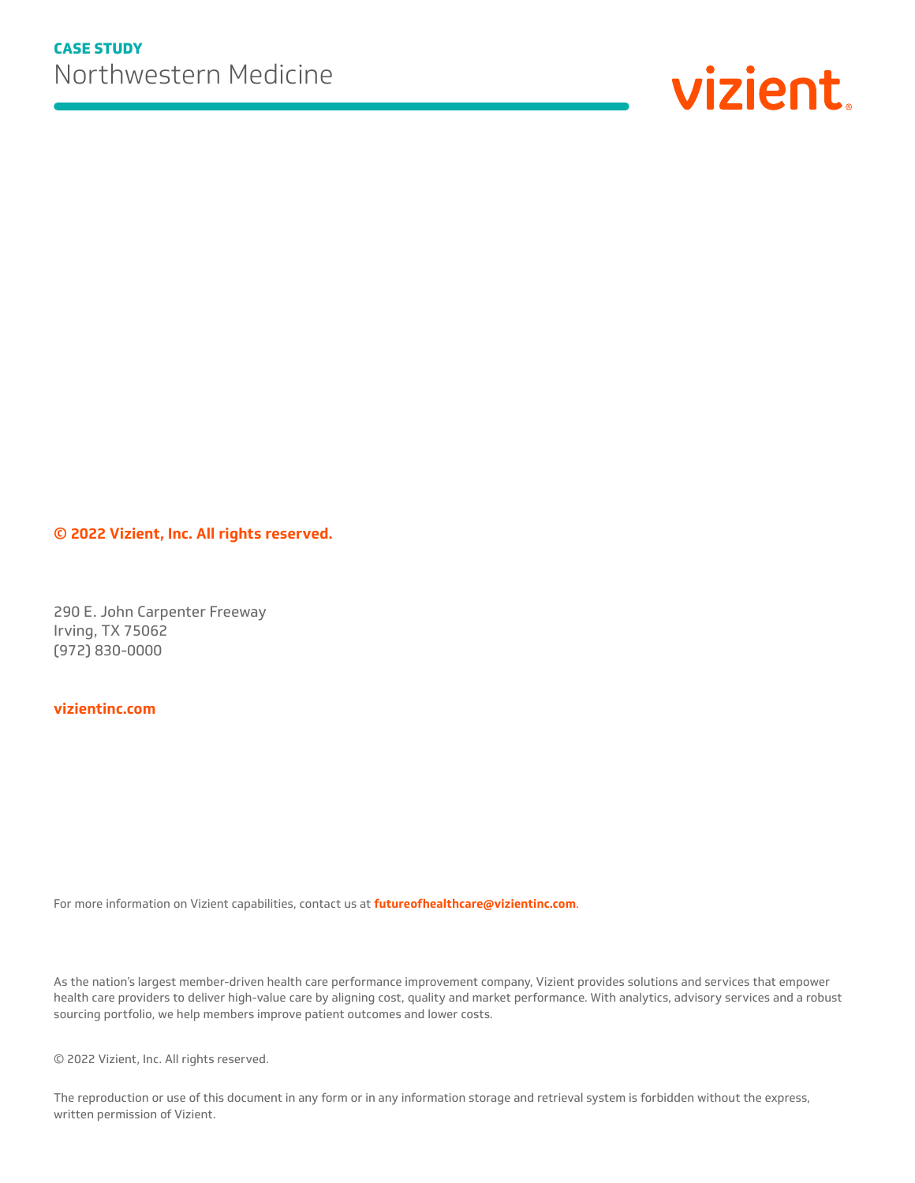**CASE STUDY**
Northwestern Medicine

vizient

**© 2022 Vizient, Inc. All rights reserved.**

290 E. John Carpenter Freeway
Irving, TX 75062
(972) 830-0000

**vizientinc.com**

For more information on Vizient capabilities, contact us at **futureofhealthcare@vizientinc.com**.

As the nation's largest member-driven health care performance improvement company, Vizient provides solutions and services that empower health care providers to deliver high-value care by aligning cost, quality and market performance. With analytics, advisory services and a robust sourcing portfolio, we help members improve patient outcomes and lower costs.

© 2022 Vizient, Inc. All rights reserved.

The reproduction or use of this document in any form or in any information storage and retrieval system is forbidden without the express, written permission of Vizient.